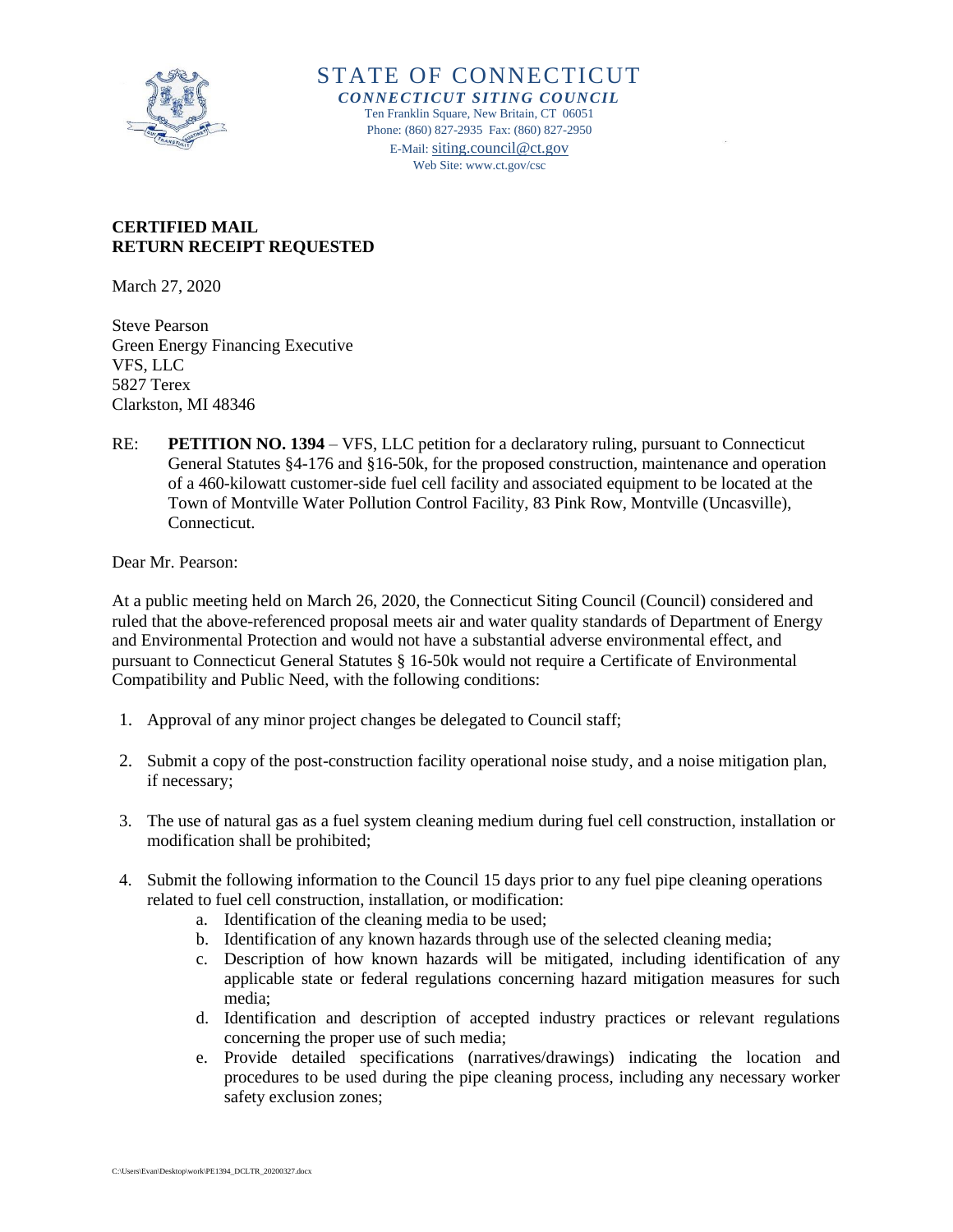STATE OF CONNECTICUT

***CONNECTICUT SITING COUNCIL***

Ten Franklin Square, New Britain, CT 06051
Phone: (860) 827-2935 Fax: (860) 827-2950
E-Mail: siting.council@ct.gov
Web Site: www.ct.gov/csc

**CERTIFIED MAIL**
**RETURN RECEIPT REQUESTED**

March 27, 2020

Steve Pearson
Green Energy Financing Executive
VFS, LLC
5827 Terex
Clarkston, MI 48346

RE: **PETITION NO. 1394** – VFS, LLC petition for a declaratory ruling, pursuant to Connecticut General Statutes §4-176 and §16-50k, for the proposed construction, maintenance and operation of a 460-kilowatt customer-side fuel cell facility and associated equipment to be located at the Town of Montville Water Pollution Control Facility, 83 Pink Row, Montville (Uncasville), Connecticut.

Dear Mr. Pearson:

At a public meeting held on March 26, 2020, the Connecticut Siting Council (Council) considered and ruled that the above-referenced proposal meets air and water quality standards of Department of Energy and Environmental Protection and would not have a substantial adverse environmental effect, and pursuant to Connecticut General Statutes § 16-50k would not require a Certificate of Environmental Compatibility and Public Need, with the following conditions:

1. Approval of any minor project changes be delegated to Council staff;
2. Submit a copy of the post-construction facility operational noise study, and a noise mitigation plan, if necessary;
3. The use of natural gas as a fuel system cleaning medium during fuel cell construction, installation or modification shall be prohibited;
4. Submit the following information to the Council 15 days prior to any fuel pipe cleaning operations related to fuel cell construction, installation, or modification:
    a. Identification of the cleaning media to be used;
    b. Identification of any known hazards through use of the selected cleaning media;
    c. Description of how known hazards will be mitigated, including identification of any applicable state or federal regulations concerning hazard mitigation measures for such media;
    d. Identification and description of accepted industry practices or relevant regulations concerning the proper use of such media;
    e. Provide detailed specifications (narratives/drawings) indicating the location and procedures to be used during the pipe cleaning process, including any necessary worker safety exclusion zones;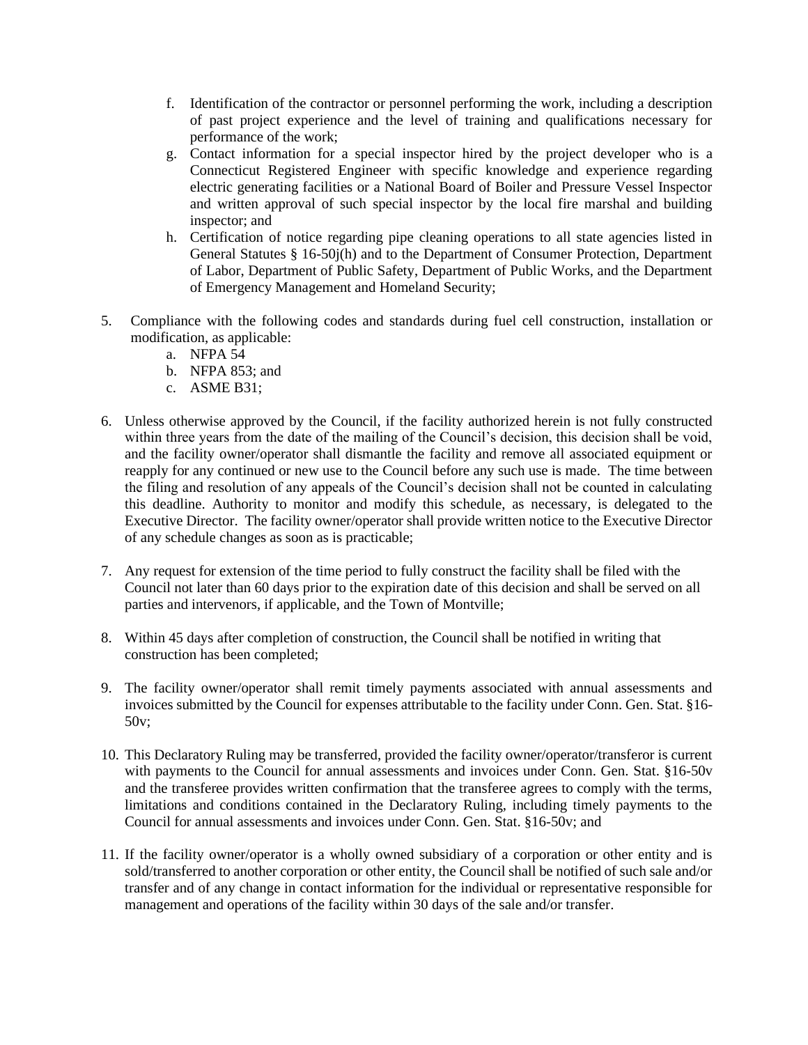f. Identification of the contractor or personnel performing the work, including a description of past project experience and the level of training and qualifications necessary for performance of the work;
   g. Contact information for a special inspector hired by the project developer who is a Connecticut Registered Engineer with specific knowledge and experience regarding electric generating facilities or a National Board of Boiler and Pressure Vessel Inspector and written approval of such special inspector by the local fire marshal and building inspector; and
   h. Certification of notice regarding pipe cleaning operations to all state agencies listed in General Statutes § 16-50j(h) and to the Department of Consumer Protection, Department of Labor, Department of Public Safety, Department of Public Works, and the Department of Emergency Management and Homeland Security;

5. Compliance with the following codes and standards during fuel cell construction, installation or modification, as applicable:
   a. NFPA 54
   b. NFPA 853; and
   c. ASME B31;

6. Unless otherwise approved by the Council, if the facility authorized herein is not fully constructed within three years from the date of the mailing of the Council's decision, this decision shall be void, and the facility owner/operator shall dismantle the facility and remove all associated equipment or reapply for any continued or new use to the Council before any such use is made. The time between the filing and resolution of any appeals of the Council's decision shall not be counted in calculating this deadline. Authority to monitor and modify this schedule, as necessary, is delegated to the Executive Director. The facility owner/operator shall provide written notice to the Executive Director of any schedule changes as soon as is practicable;

7. Any request for extension of the time period to fully construct the facility shall be filed with the Council not later than 60 days prior to the expiration date of this decision and shall be served on all parties and intervenors, if applicable, and the Town of Montville;

8. Within 45 days after completion of construction, the Council shall be notified in writing that construction has been completed;

9. The facility owner/operator shall remit timely payments associated with annual assessments and invoices submitted by the Council for expenses attributable to the facility under Conn. Gen. Stat. §16-50v;

10. This Declaratory Ruling may be transferred, provided the facility owner/operator/transferor is current with payments to the Council for annual assessments and invoices under Conn. Gen. Stat. §16-50v and the transferee provides written confirmation that the transferee agrees to comply with the terms, limitations and conditions contained in the Declaratory Ruling, including timely payments to the Council for annual assessments and invoices under Conn. Gen. Stat. §16-50v; and

11. If the facility owner/operator is a wholly owned subsidiary of a corporation or other entity and is sold/transferred to another corporation or other entity, the Council shall be notified of such sale and/or transfer and of any change in contact information for the individual or representative responsible for management and operations of the facility within 30 days of the sale and/or transfer.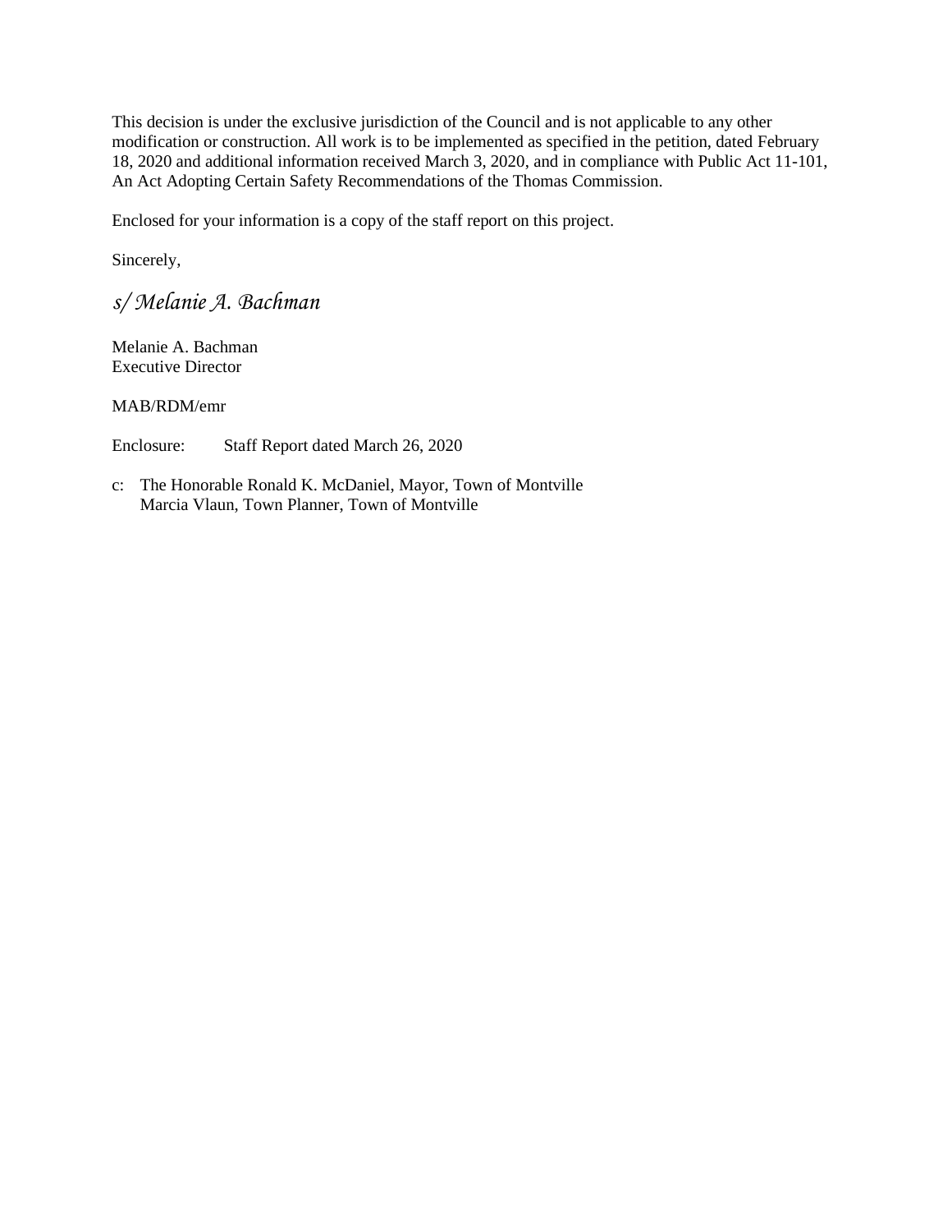This decision is under the exclusive jurisdiction of the Council and is not applicable to any other modification or construction. All work is to be implemented as specified in the petition, dated February 18, 2020 and additional information received March 3, 2020, and in compliance with Public Act 11-101, An Act Adopting Certain Safety Recommendations of the Thomas Commission.

Enclosed for your information is a copy of the staff report on this project.

Sincerely,

*s/ Melanie A. Bachman*

Melanie A. Bachman
Executive Director

MAB/RDM/emr

Enclosure: Staff Report dated March 26, 2020

c: The Honorable Ronald K. McDaniel, Mayor, Town of Montville
Marcia Vlaun, Town Planner, Town of Montville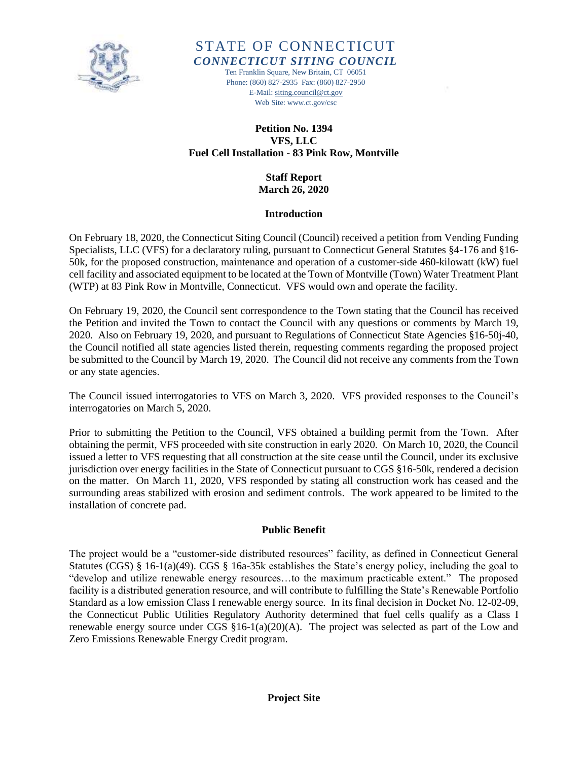STATE OF CONNECTICUT

*CONNECTICUT SITING COUNCIL*

Ten Franklin Square, New Britain, CT 06051
Phone: (860) 827-2935 Fax: (860) 827-2950
E-Mail: siting.council@ct.gov
Web Site: www.ct.gov/csc

**Petition No. 1394**
**VFS, LLC**
**Fuel Cell Installation - 83 Pink Row, Montville**

**Staff Report**
**March 26, 2020**

## Introduction

On February 18, 2020, the Connecticut Siting Council (Council) received a petition from Vending Funding Specialists, LLC (VFS) for a declaratory ruling, pursuant to Connecticut General Statutes §4-176 and §16-50k, for the proposed construction, maintenance and operation of a customer-side 460-kilowatt (kW) fuel cell facility and associated equipment to be located at the Town of Montville (Town) Water Treatment Plant (WTP) at 83 Pink Row in Montville, Connecticut. VFS would own and operate the facility.

On February 19, 2020, the Council sent correspondence to the Town stating that the Council has received the Petition and invited the Town to contact the Council with any questions or comments by March 19, 2020. Also on February 19, 2020, and pursuant to Regulations of Connecticut State Agencies §16-50j-40, the Council notified all state agencies listed therein, requesting comments regarding the proposed project be submitted to the Council by March 19, 2020. The Council did not receive any comments from the Town or any state agencies.

The Council issued interrogatories to VFS on March 3, 2020. VFS provided responses to the Council's interrogatories on March 5, 2020.

Prior to submitting the Petition to the Council, VFS obtained a building permit from the Town. After obtaining the permit, VFS proceeded with site construction in early 2020. On March 10, 2020, the Council issued a letter to VFS requesting that all construction at the site cease until the Council, under its exclusive jurisdiction over energy facilities in the State of Connecticut pursuant to CGS §16-50k, rendered a decision on the matter. On March 11, 2020, VFS responded by stating all construction work has ceased and the surrounding areas stabilized with erosion and sediment controls. The work appeared to be limited to the installation of concrete pad.

## Public Benefit

The project would be a "customer-side distributed resources" facility, as defined in Connecticut General Statutes (CGS) § 16-1(a)(49). CGS § 16a-35k establishes the State's energy policy, including the goal to "develop and utilize renewable energy resources…to the maximum practicable extent." The proposed facility is a distributed generation resource, and will contribute to fulfilling the State's Renewable Portfolio Standard as a low emission Class I renewable energy source. In its final decision in Docket No. 12-02-09, the Connecticut Public Utilities Regulatory Authority determined that fuel cells qualify as a Class I renewable energy source under CGS §16-1(a)(20)(A). The project was selected as part of the Low and Zero Emissions Renewable Energy Credit program.

## Project Site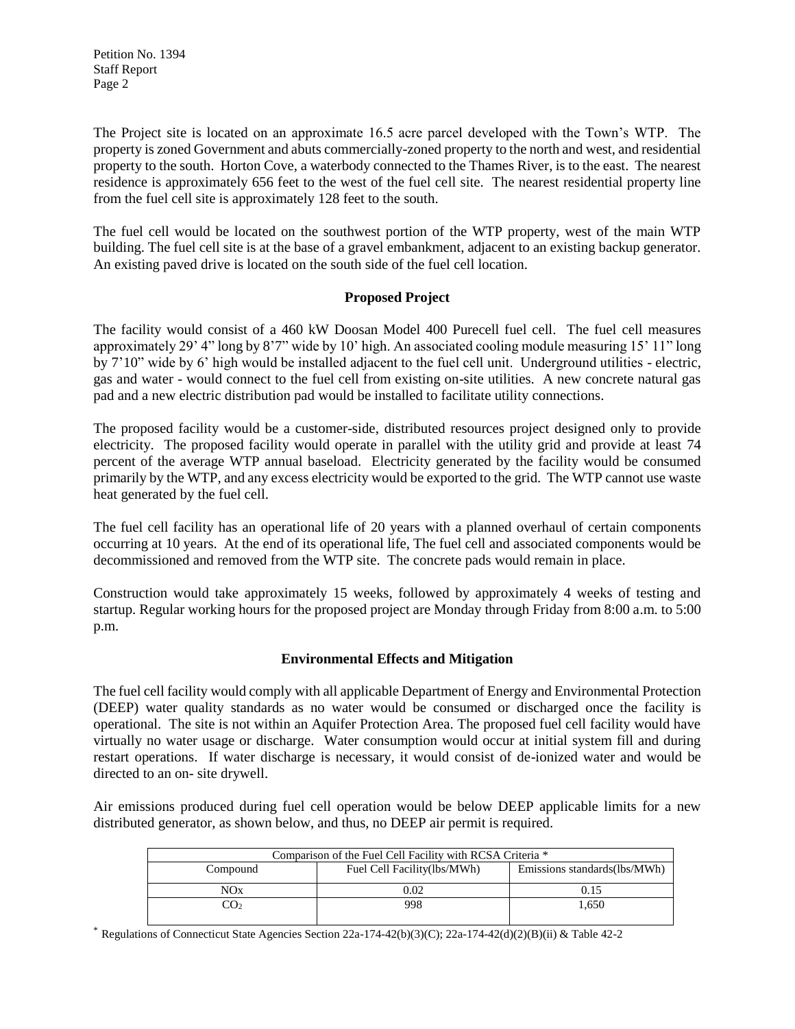The Project site is located on an approximate 16.5 acre parcel developed with the Town's WTP. The property is zoned Government and abuts commercially-zoned property to the north and west, and residential property to the south. Horton Cove, a waterbody connected to the Thames River, is to the east. The nearest residence is approximately 656 feet to the west of the fuel cell site. The nearest residential property line from the fuel cell site is approximately 128 feet to the south.

The fuel cell would be located on the southwest portion of the WTP property, west of the main WTP building. The fuel cell site is at the base of a gravel embankment, adjacent to an existing backup generator. An existing paved drive is located on the south side of the fuel cell location.

## Proposed Project

The facility would consist of a 460 kW Doosan Model 400 Purecell fuel cell. The fuel cell measures approximately 29' 4" long by 8'7" wide by 10' high. An associated cooling module measuring 15' 11" long by 7'10" wide by 6' high would be installed adjacent to the fuel cell unit. Underground utilities - electric, gas and water - would connect to the fuel cell from existing on-site utilities. A new concrete natural gas pad and a new electric distribution pad would be installed to facilitate utility connections.

The proposed facility would be a customer-side, distributed resources project designed only to provide electricity. The proposed facility would operate in parallel with the utility grid and provide at least 74 percent of the average WTP annual baseload. Electricity generated by the facility would be consumed primarily by the WTP, and any excess electricity would be exported to the grid. The WTP cannot use waste heat generated by the fuel cell.

The fuel cell facility has an operational life of 20 years with a planned overhaul of certain components occurring at 10 years. At the end of its operational life, The fuel cell and associated components would be decommissioned and removed from the WTP site. The concrete pads would remain in place.

Construction would take approximately 15 weeks, followed by approximately 4 weeks of testing and startup. Regular working hours for the proposed project are Monday through Friday from 8:00 a.m. to 5:00 p.m.

## Environmental Effects and Mitigation

The fuel cell facility would comply with all applicable Department of Energy and Environmental Protection (DEEP) water quality standards as no water would be consumed or discharged once the facility is operational. The site is not within an Aquifer Protection Area. The proposed fuel cell facility would have virtually no water usage or discharge. Water consumption would occur at initial system fill and during restart operations. If water discharge is necessary, it would consist of de-ionized water and would be directed to an on- site drywell.

Air emissions produced during fuel cell operation would be below DEEP applicable limits for a new distributed generator, as shown below, and thus, no DEEP air permit is required.

| Comparison of the Fuel Cell Facility with RCSA Criteria * | | |
|---|---|---|
| Compound | Fuel Cell Facility(lbs/MWh) | Emissions standards(lbs/MWh) |
| NOx | 0.02 | 0.15 |
| $CO_2$ | 998 | 1,650 |

* Regulations of Connecticut State Agencies Section 22a-174-42(b)(3)(C); 22a-174-42(d)(2)(B)(ii) & Table 42-2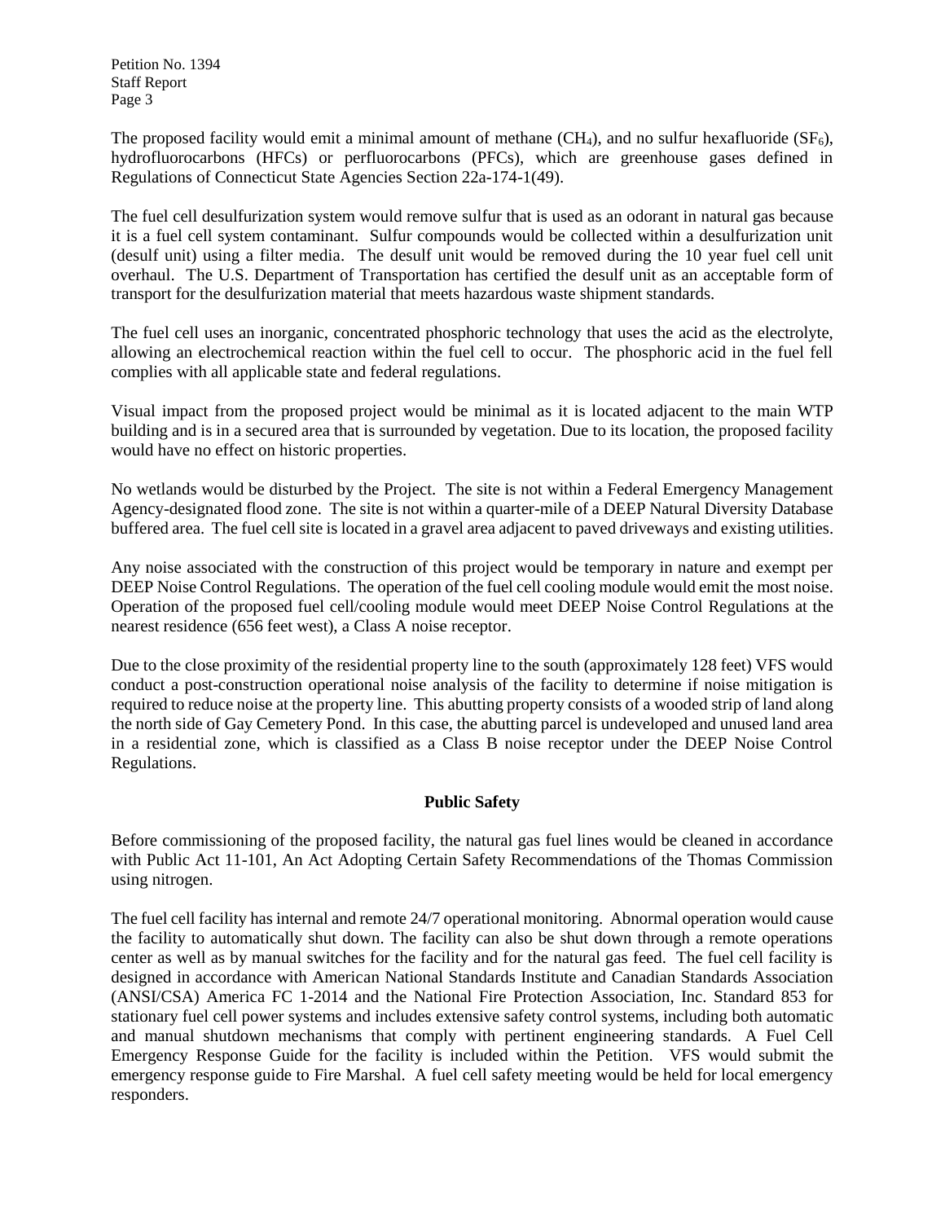The proposed facility would emit a minimal amount of methane ($CH_4$), and no sulfur hexafluoride ($SF_6$), hydrofluorocarbons (HFCs) or perfluorocarbons (PFCs), which are greenhouse gases defined in Regulations of Connecticut State Agencies Section 22a-174-1(49).

The fuel cell desulfurization system would remove sulfur that is used as an odorant in natural gas because it is a fuel cell system contaminant. Sulfur compounds would be collected within a desulfurization unit (desulf unit) using a filter media. The desulf unit would be removed during the 10 year fuel cell unit overhaul. The U.S. Department of Transportation has certified the desulf unit as an acceptable form of transport for the desulfurization material that meets hazardous waste shipment standards.

The fuel cell uses an inorganic, concentrated phosphoric technology that uses the acid as the electrolyte, allowing an electrochemical reaction within the fuel cell to occur. The phosphoric acid in the fuel fell complies with all applicable state and federal regulations.

Visual impact from the proposed project would be minimal as it is located adjacent to the main WTP building and is in a secured area that is surrounded by vegetation. Due to its location, the proposed facility would have no effect on historic properties.

No wetlands would be disturbed by the Project. The site is not within a Federal Emergency Management Agency-designated flood zone. The site is not within a quarter-mile of a DEEP Natural Diversity Database buffered area. The fuel cell site is located in a gravel area adjacent to paved driveways and existing utilities.

Any noise associated with the construction of this project would be temporary in nature and exempt per DEEP Noise Control Regulations. The operation of the fuel cell cooling module would emit the most noise. Operation of the proposed fuel cell/cooling module would meet DEEP Noise Control Regulations at the nearest residence (656 feet west), a Class A noise receptor.

Due to the close proximity of the residential property line to the south (approximately 128 feet) VFS would conduct a post-construction operational noise analysis of the facility to determine if noise mitigation is required to reduce noise at the property line. This abutting property consists of a wooded strip of land along the north side of Gay Cemetery Pond. In this case, the abutting parcel is undeveloped and unused land area in a residential zone, which is classified as a Class B noise receptor under the DEEP Noise Control Regulations.

## Public Safety

Before commissioning of the proposed facility, the natural gas fuel lines would be cleaned in accordance with Public Act 11-101, An Act Adopting Certain Safety Recommendations of the Thomas Commission using nitrogen.

The fuel cell facility has internal and remote 24/7 operational monitoring. Abnormal operation would cause the facility to automatically shut down. The facility can also be shut down through a remote operations center as well as by manual switches for the facility and for the natural gas feed. The fuel cell facility is designed in accordance with American National Standards Institute and Canadian Standards Association (ANSI/CSA) America FC 1-2014 and the National Fire Protection Association, Inc. Standard 853 for stationary fuel cell power systems and includes extensive safety control systems, including both automatic and manual shutdown mechanisms that comply with pertinent engineering standards. A Fuel Cell Emergency Response Guide for the facility is included within the Petition. VFS would submit the emergency response guide to Fire Marshal. A fuel cell safety meeting would be held for local emergency responders.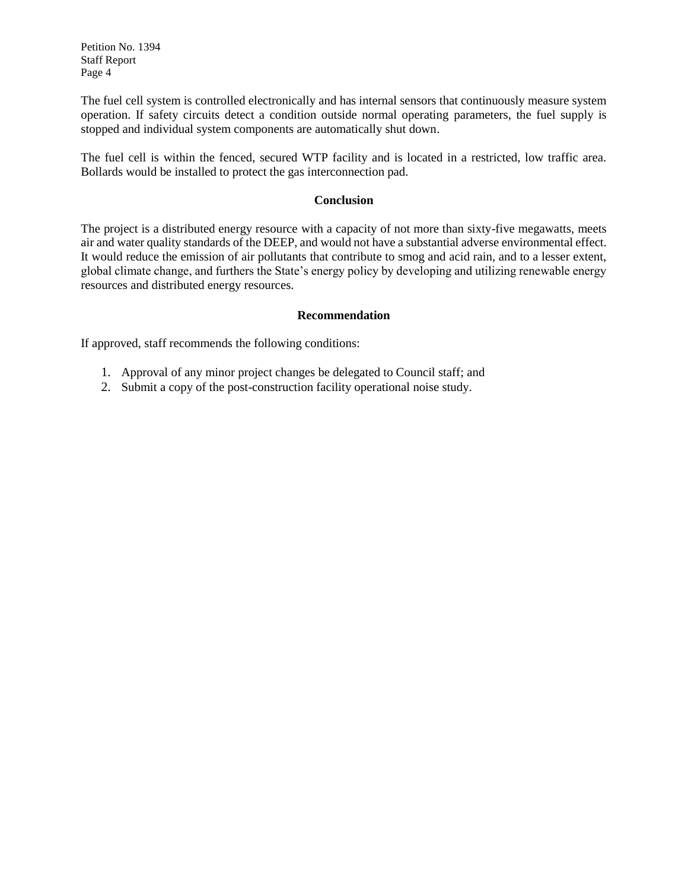The fuel cell system is controlled electronically and has internal sensors that continuously measure system operation. If safety circuits detect a condition outside normal operating parameters, the fuel supply is stopped and individual system components are automatically shut down.

The fuel cell is within the fenced, secured WTP facility and is located in a restricted, low traffic area. Bollards would be installed to protect the gas interconnection pad.

## Conclusion

The project is a distributed energy resource with a capacity of not more than sixty-five megawatts, meets air and water quality standards of the DEEP, and would not have a substantial adverse environmental effect. It would reduce the emission of air pollutants that contribute to smog and acid rain, and to a lesser extent, global climate change, and furthers the State's energy policy by developing and utilizing renewable energy resources and distributed energy resources.

## Recommendation

If approved, staff recommends the following conditions:

1. Approval of any minor project changes be delegated to Council staff; and
2. Submit a copy of the post-construction facility operational noise study.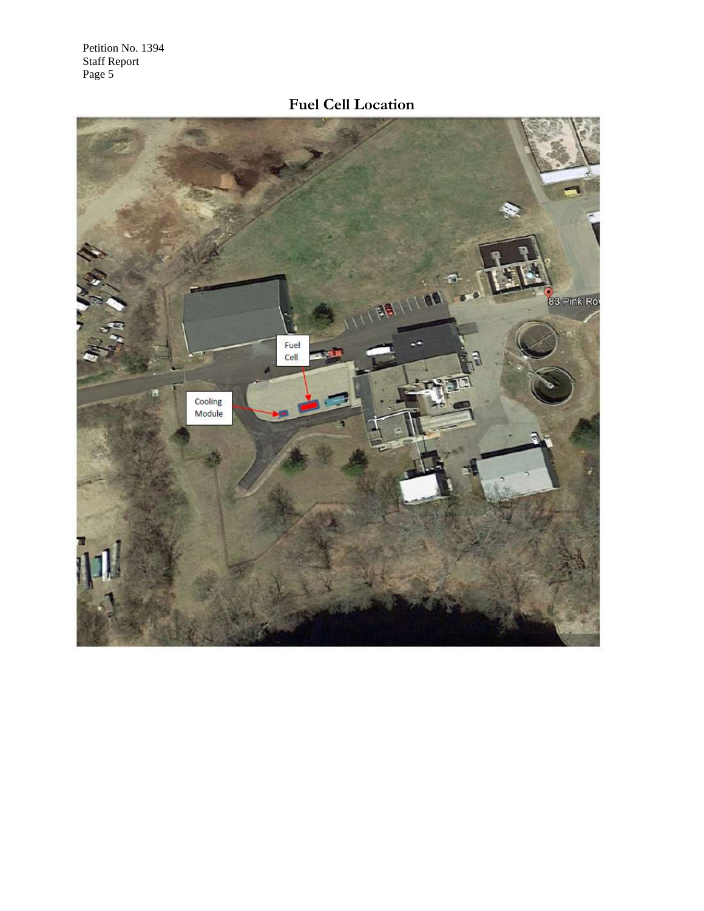# Fuel Cell Location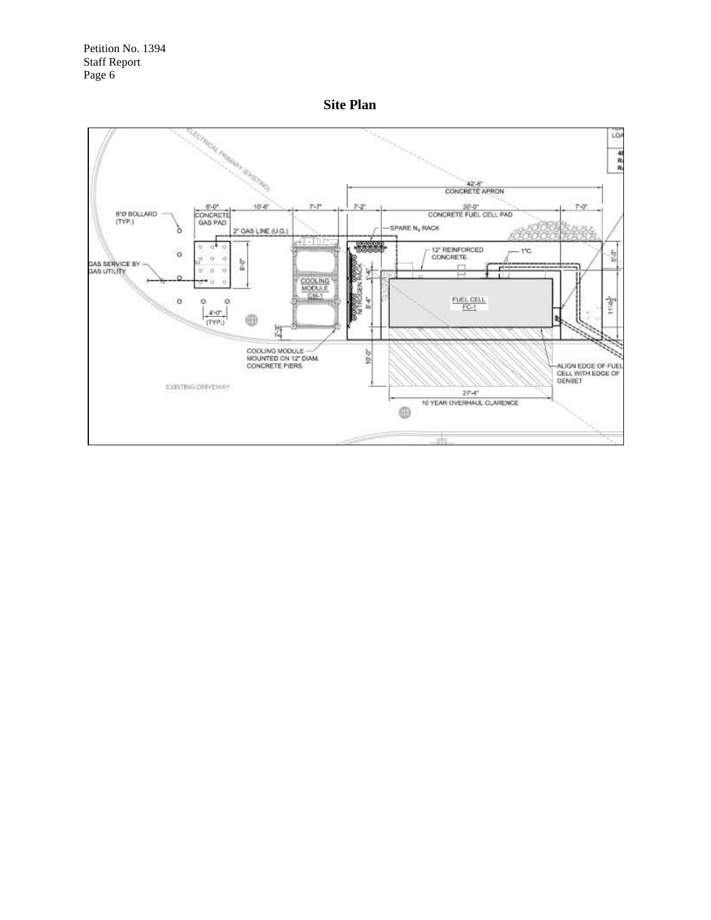## Site Plan

42'-8"
CONCRETE APRON

6'-0"
10'-6"
7'-7"
7'-2"
30'-0"
7'-0"

8"Ø BOLLARD (TYP.)

CONCRETE GAS PAD

CONCRETE FUEL CELL PAD

2" GAS LINE (U.G.)

SPARE $N_2$ RACK

12" REINFORCED CONCRETE

1"C.

GAS SERVICE BY GAS UTILITY

8'-0"

COOLING MODULE CM-1

NITROGEN RACK

1'-4"

8'-4"

FUEL CELL FC-1

5'-0"

11'-9½"

4'-0" (TYP.)

2'-5"

COOLING MODULE MOUNTED ON 12" DIAM. CONCRETE PIERS

10'-0"

ALIGN EDGE OF FUEL CELL WITH EDGE OF GENSET

EXISTING DRIVEWAY

27'-4"
10 YEAR OVERHAUL CLARENCE

ELECTRICAL PRIMARY (EXISTING)